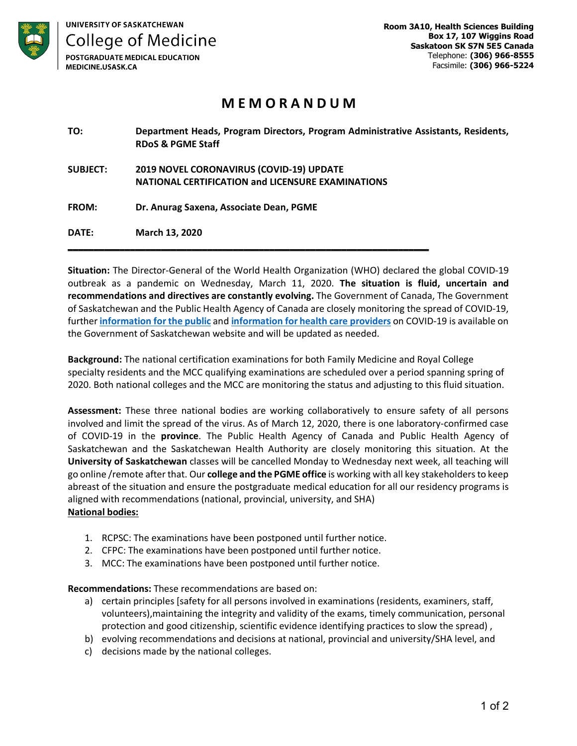UNIVERSITY OF SASKATCHEWAN
College of Medicine
POSTGRADUATE MEDICAL EDUCATION
MEDICINE.USASK.CA

Room 3A10, Health Sciences Building
Box 17, 107 Wiggins Road
Saskatoon SK S7N 5E5 Canada
Telephone: **(306) 966-8555**
Facsimile: **(306) 966-5224**

# MEMORANDUM

**TO:** **Department Heads, Program Directors, Program Administrative Assistants, Residents, RDoS & PGME Staff**

**SUBJECT:** **2019 NOVEL CORONAVIRUS (COVID-19) UPDATE NATIONAL CERTIFICATION and LICENSURE EXAMINATIONS**

**FROM:** **Dr. Anurag Saxena, Associate Dean, PGME**

**DATE:** **March 13, 2020**

---

**Situation:** The Director-General of the World Health Organization (WHO) declared the global COVID-19 outbreak as a pandemic on Wednesday, March 11, 2020. **The situation is fluid, uncertain and recommendations and directives are constantly evolving.** The Government of Canada, The Government of Saskatchewan and the Public Health Agency of Canada are closely monitoring the spread of COVID-19, further **information for the public** and **information for health care providers** on COVID-19 is available on the Government of Saskatchewan website and will be updated as needed.

**Background:** The national certification examinations for both Family Medicine and Royal College specialty residents and the MCC qualifying examinations are scheduled over a period spanning spring of 2020. Both national colleges and the MCC are monitoring the status and adjusting to this fluid situation.

**Assessment:** These three national bodies are working collaboratively to ensure safety of all persons involved and limit the spread of the virus. As of March 12, 2020, there is one laboratory-confirmed case of COVID-19 in the **province**. The Public Health Agency of Canada and Public Health Agency of Saskatchewan and the Saskatchewan Health Authority are closely monitoring this situation. At the **University of Saskatchewan** classes will be cancelled Monday to Wednesday next week, all teaching will go online /remote after that. Our **college and the PGME office** is working with all key stakeholders to keep abreast of the situation and ensure the postgraduate medical education for all our residency programs is aligned with recommendations (national, provincial, university, and SHA)

**National bodies:**

1. RCPSC: The examinations have been postponed until further notice.
2. CFPC: The examinations have been postponed until further notice.
3. MCC: The examinations have been postponed until further notice.

**Recommendations:** These recommendations are based on:

a) certain principles [safety for all persons involved in examinations (residents, examiners, staff, volunteers),maintaining the integrity and validity of the exams, timely communication, personal protection and good citizenship, scientific evidence identifying practices to slow the spread) ,
b) evolving recommendations and decisions at national, provincial and university/SHA level, and
c) decisions made by the national colleges.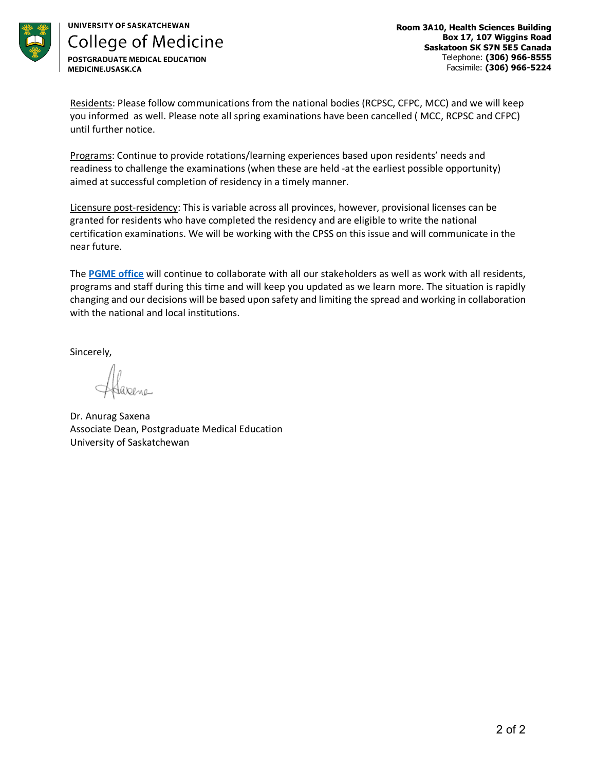Residents: Please follow communications from the national bodies (RCPSC, CFPC, MCC) and we will keep you informed as well. Please note all spring examinations have been cancelled ( MCC, RCPSC and CFPC) until further notice.

Programs: Continue to provide rotations/learning experiences based upon residents' needs and readiness to challenge the examinations (when these are held -at the earliest possible opportunity) aimed at successful completion of residency in a timely manner.

Licensure post-residency: This is variable across all provinces, however, provisional licenses can be granted for residents who have completed the residency and are eligible to write the national certification examinations. We will be working with the CPSS on this issue and will communicate in the near future.

The **PGME office** will continue to collaborate with all our stakeholders as well as work with all residents, programs and staff during this time and will keep you updated as we learn more. The situation is rapidly changing and our decisions will be based upon safety and limiting the spread and working in collaboration with the national and local institutions.

Sincerely,

Dr. Anurag Saxena
Associate Dean, Postgraduate Medical Education
University of Saskatchewan